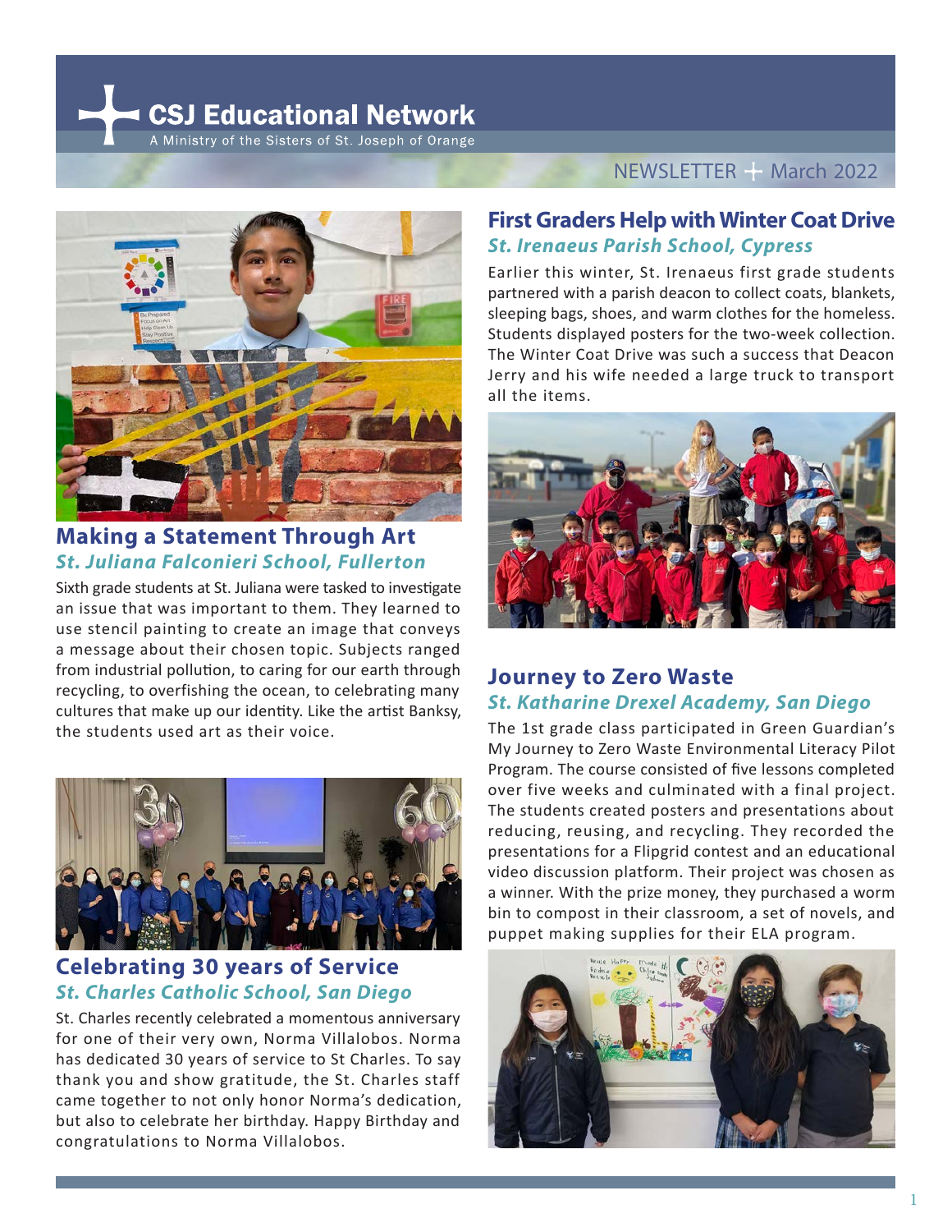# CSJ Educational Network

A Ministry of the Sisters of St. Joseph of Orange

NEWSLETTER + March 2022

## Making a Statement Through Art

### *St. Juliana Falconieri School, Fullerton*

Sixth grade students at St. Juliana were tasked to investigate an issue that was important to them. They learned to use stencil painting to create an image that conveys a message about their chosen topic. Subjects ranged from industrial pollution, to caring for our earth through recycling, to overfishing the ocean, to celebrating many cultures that make up our identity. Like the artist Banksy, the students used art as their voice.

## Celebrating 30 years of Service

### *St. Charles Catholic School, San Diego*

St. Charles recently celebrated a momentous anniversary for one of their very own, Norma Villalobos. Norma has dedicated 30 years of service to St Charles. To say thank you and show gratitude, the St. Charles staff came together to not only honor Norma's dedication, but also to celebrate her birthday. Happy Birthday and congratulations to Norma Villalobos.

## First Graders Help with Winter Coat Drive

### *St. Irenaeus Parish School, Cypress*

Earlier this winter, St. Irenaeus first grade students partnered with a parish deacon to collect coats, blankets, sleeping bags, shoes, and warm clothes for the homeless. Students displayed posters for the two-week collection. The Winter Coat Drive was such a success that Deacon Jerry and his wife needed a large truck to transport all the items.

## Journey to Zero Waste

### *St. Katharine Drexel Academy, San Diego*

The 1st grade class participated in Green Guardian's My Journey to Zero Waste Environmental Literacy Pilot Program. The course consisted of five lessons completed over five weeks and culminated with a final project. The students created posters and presentations about reducing, reusing, and recycling. They recorded the presentations for a Flipgrid contest and an educational video discussion platform. Their project was chosen as a winner. With the prize money, they purchased a worm bin to compost in their classroom, a set of novels, and puppet making supplies for their ELA program.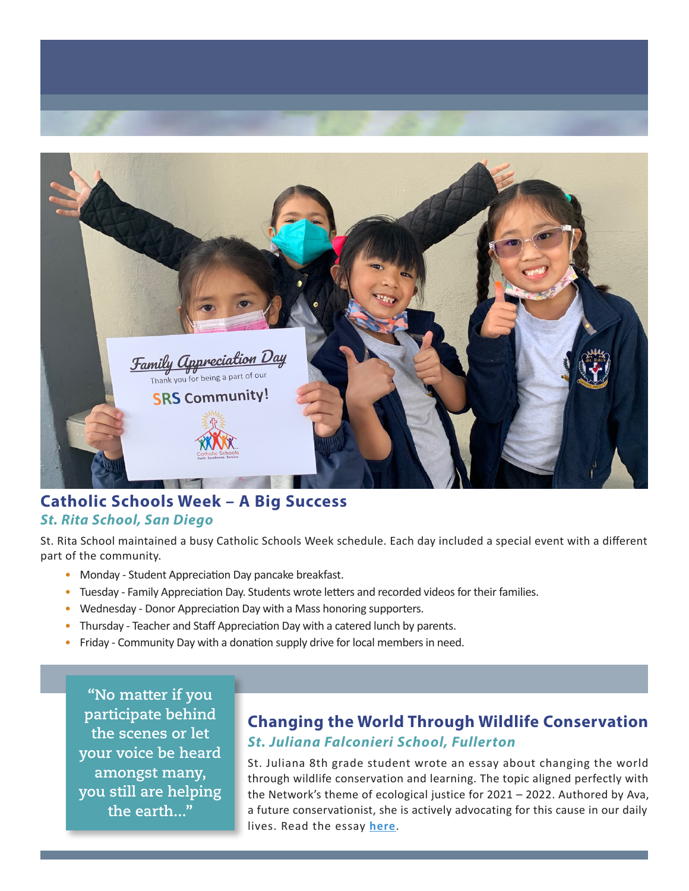## Catholic Schools Week – A Big Success

***St. Rita School, San Diego***

St. Rita School maintained a busy Catholic Schools Week schedule. Each day included a special event with a different part of the community.

- Monday - Student Appreciation Day pancake breakfast.
- Tuesday - Family Appreciation Day. Students wrote letters and recorded videos for their families.
- Wednesday - Donor Appreciation Day with a Mass honoring supporters.
- Thursday - Teacher and Staff Appreciation Day with a catered lunch by parents.
- Friday - Community Day with a donation supply drive for local members in need.

> "No matter if you participate behind the scenes or let your voice be heard amongst many, you still are helping the earth..."

## Changing the World Through Wildlife Conservation

***St. Juliana Falconieri School, Fullerton***

St. Juliana 8th grade student wrote an essay about changing the world through wildlife conservation and learning. The topic aligned perfectly with the Network's theme of ecological justice for 2021 – 2022. Authored by Ava, a future conservationist, she is actively advocating for this cause in our daily lives. Read the essay **here**.